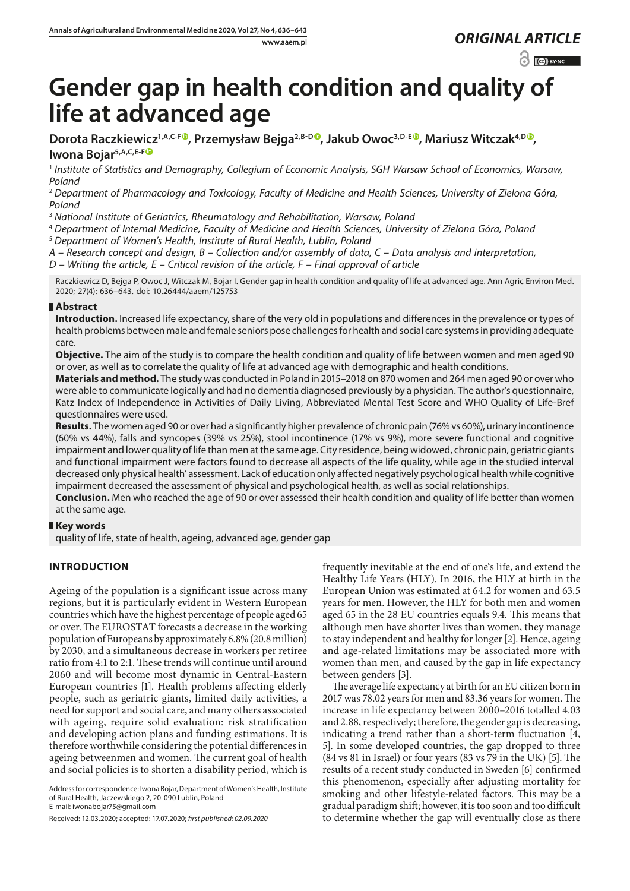*ORIGINAL ARTICLE*

# Gender gap in health condition and quality of life at advanced age

**Dorota Raczkiewicz[1,A,C-F], Przemysław Bejga[2,B-D], Jakub Owoc[3,D-E], Mariusz Witczak[4,D], Iwona Bojar[5,A,C,E-F]**

[1] *Institute of Statistics and Demography, Collegium of Economic Analysis, SGH Warsaw School of Economics, Warsaw, Poland*

[2] *Department of Pharmacology and Toxicology, Faculty of Medicine and Health Sciences, University of Zielona Góra, Poland*

[3] *National Institute of Geriatrics, Rheumatology and Rehabilitation, Warsaw, Poland*

[4] *Department of Internal Medicine, Faculty of Medicine and Health Sciences, University of Zielona Góra, Poland*

[5] *Department of Women's Health, Institute of Rural Health, Lublin, Poland*

*A – Research concept and design, B – Collection and/or assembly of data, C – Data analysis and interpretation, D – Writing the article, E – Critical revision of the article, F – Final approval of article*

Raczkiewicz D, Bejga P, Owoc J, Witczak M, Bojar I. Gender gap in health condition and quality of life at advanced age. Ann Agric Environ Med. 2020; 27(4): 636–643. doi: 10.26444/aaem/125753

## Abstract

**Introduction.** Increased life expectancy, share of the very old in populations and differences in the prevalence or types of health problems between male and female seniors pose challenges for health and social care systems in providing adequate care.

**Objective.** The aim of the study is to compare the health condition and quality of life between women and men aged 90 or over, as well as to correlate the quality of life at advanced age with demographic and health conditions.

**Materials and method.** The study was conducted in Poland in 2015–2018 on 870 women and 264 men aged 90 or over who were able to communicate logically and had no dementia diagnosed previously by a physician. The author's questionnaire, Katz Index of Independence in Activities of Daily Living, Abbreviated Mental Test Score and WHO Quality of Life-Bref questionnaires were used.

**Results.** The women aged 90 or over had a significantly higher prevalence of chronic pain (76% vs 60%), urinary incontinence (60% vs 44%), falls and syncopes (39% vs 25%), stool incontinence (17% vs 9%), more severe functional and cognitive impairment and lower quality of life than men at the same age. City residence, being widowed, chronic pain, geriatric giants and functional impairment were factors found to decrease all aspects of the life quality, while age in the studied interval decreased only physical health' assessment. Lack of education only affected negatively psychological health while cognitive impairment decreased the assessment of physical and psychological health, as well as social relationships.

**Conclusion.** Men who reached the age of 90 or over assessed their health condition and quality of life better than women at the same age.

## Key words

quality of life, state of health, ageing, advanced age, gender gap

## INTRODUCTION

Ageing of the population is a significant issue across many regions, but it is particularly evident in Western European countries which have the highest percentage of people aged 65 or over. The EUROSTAT forecasts a decrease in the working population of Europeans by approximately 6.8% (20.8 million) by 2030, and a simultaneous decrease in workers per retiree ratio from 4:1 to 2:1. These trends will continue until around 2060 and will become most dynamic in Central-Eastern European countries [1]. Health problems affecting elderly people, such as geriatric giants, limited daily activities, a need for support and social care, and many others associated with ageing, require solid evaluation: risk stratification and developing action plans and funding estimations. It is therefore worthwhile considering the potential differences in ageing betweenmen and women. The current goal of health and social policies is to shorten a disability period, which is frequently inevitable at the end of one's life, and extend the Healthy Life Years (HLY). In 2016, the HLY at birth in the European Union was estimated at 64.2 for women and 63.5 years for men. However, the HLY for both men and women aged 65 in the 28 EU countries equals 9.4. This means that although men have shorter lives than women, they manage to stay independent and healthy for longer [2]. Hence, ageing and age-related limitations may be associated more with women than men, and caused by the gap in life expectancy between genders [3].

The average life expectancy at birth for an EU citizen born in 2017 was 78.02 years for men and 83.36 years for women. The increase in life expectancy between 2000–2016 totalled 4.03 and 2.88, respectively; therefore, the gender gap is decreasing, indicating a trend rather than a short-term fluctuation [4, 5]. In some developed countries, the gap dropped to three (84 vs 81 in Israel) or four years (83 vs 79 in the UK) [5]. The results of a recent study conducted in Sweden [6] confirmed this phenomenon, especially after adjusting mortality for smoking and other lifestyle-related factors. This may be a gradual paradigm shift; however, it is too soon and too difficult to determine whether the gap will eventually close as there

Address for correspondence: Iwona Bojar, Department of Women's Health, Institute of Rural Health, Jaczewskiego 2, 20-090 Lublin, Poland
E-mail: iwonabojar75@gmail.com

Received: 12.03.2020; accepted: 17.07.2020; *first published: 02.09.2020*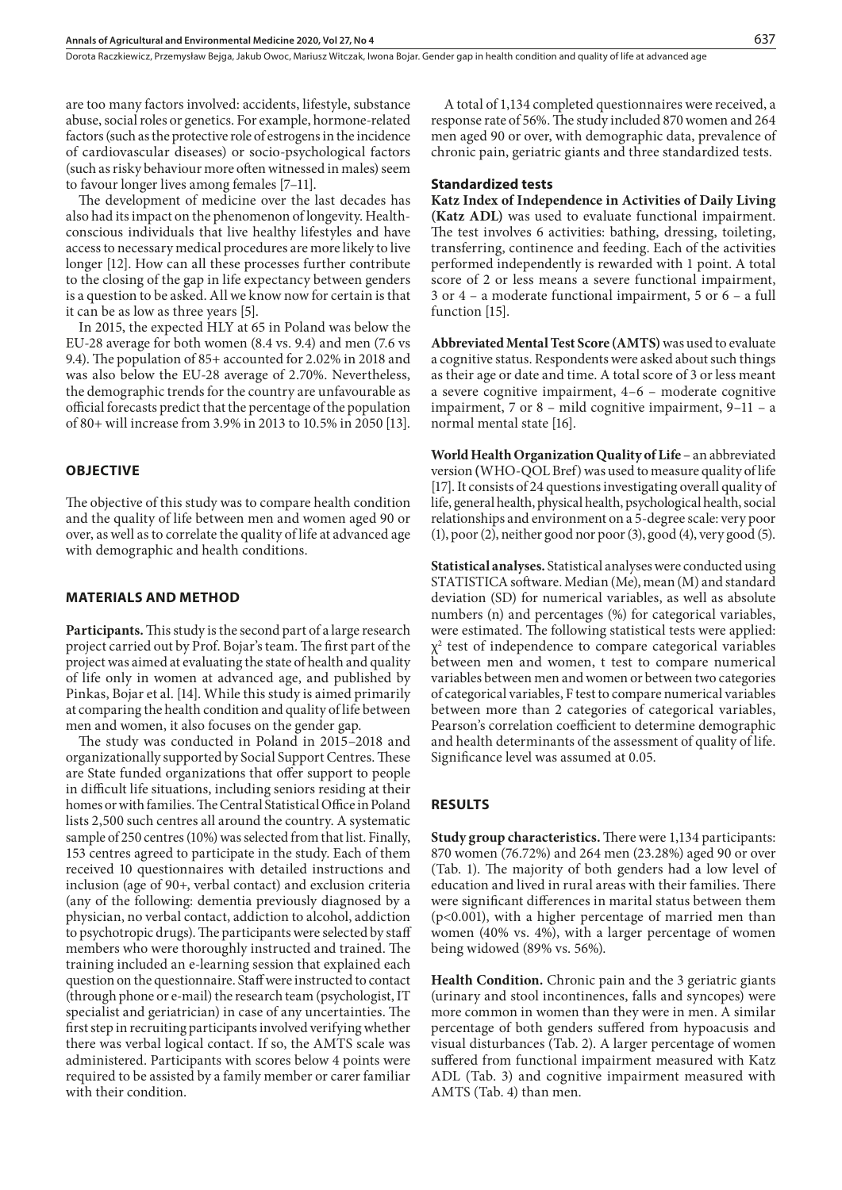are too many factors involved: accidents, lifestyle, substance abuse, social roles or genetics. For example, hormone-related factors (such as the protective role of estrogens in the incidence of cardiovascular diseases) or socio-psychological factors (such as risky behaviour more often witnessed in males) seem to favour longer lives among females [7–11].

The development of medicine over the last decades has also had its impact on the phenomenon of longevity. Health-conscious individuals that live healthy lifestyles and have access to necessary medical procedures are more likely to live longer [12]. How can all these processes further contribute to the closing of the gap in life expectancy between genders is a question to be asked. All we know now for certain is that it can be as low as three years [5].

In 2015, the expected HLY at 65 in Poland was below the EU-28 average for both women (8.4 vs. 9.4) and men (7.6 vs 9.4). The population of 85+ accounted for 2.02% in 2018 and was also below the EU-28 average of 2.70%. Nevertheless, the demographic trends for the country are unfavourable as official forecasts predict that the percentage of the population of 80+ will increase from 3.9% in 2013 to 10.5% in 2050 [13].

## OBJECTIVE

The objective of this study was to compare health condition and the quality of life between men and women aged 90 or over, as well as to correlate the quality of life at advanced age with demographic and health conditions.

## MATERIALS AND METHOD

**Participants.** This study is the second part of a large research project carried out by Prof. Bojar's team. The first part of the project was aimed at evaluating the state of health and quality of life only in women at advanced age, and published by Pinkas, Bojar et al. [14]. While this study is aimed primarily at comparing the health condition and quality of life between men and women, it also focuses on the gender gap.

The study was conducted in Poland in 2015–2018 and organizationally supported by Social Support Centres. These are State funded organizations that offer support to people in difficult life situations, including seniors residing at their homes or with families. The Central Statistical Office in Poland lists 2,500 such centres all around the country. A systematic sample of 250 centres (10%) was selected from that list. Finally, 153 centres agreed to participate in the study. Each of them received 10 questionnaires with detailed instructions and inclusion (age of 90+, verbal contact) and exclusion criteria (any of the following: dementia previously diagnosed by a physician, no verbal contact, addiction to alcohol, addiction to psychotropic drugs). The participants were selected by staff members who were thoroughly instructed and trained. The training included an e-learning session that explained each question on the questionnaire. Staff were instructed to contact (through phone or e-mail) the research team (psychologist, IT specialist and geriatrician) in case of any uncertainties. The first step in recruiting participants involved verifying whether there was verbal logical contact. If so, the AMTS scale was administered. Participants with scores below 4 points were required to be assisted by a family member or carer familiar with their condition.

A total of 1,134 completed questionnaires were received, a response rate of 56%. The study included 870 women and 264 men aged 90 or over, with demographic data, prevalence of chronic pain, geriatric giants and three standardized tests.

### Standardized tests

**Katz Index of Independence in Activities of Daily Living (Katz ADL)** was used to evaluate functional impairment. The test involves 6 activities: bathing, dressing, toileting, transferring, continence and feeding. Each of the activities performed independently is rewarded with 1 point. A total score of 2 or less means a severe functional impairment, 3 or 4 – a moderate functional impairment, 5 or 6 – a full function [15].

**Abbreviated Mental Test Score (AMTS)** was used to evaluate a cognitive status. Respondents were asked about such things as their age or date and time. A total score of 3 or less meant a severe cognitive impairment, 4–6 – moderate cognitive impairment, 7 or 8 – mild cognitive impairment, 9–11 – a normal mental state [16].

**World Health Organization Quality of Life** – an abbreviated version (WHO-QOL Bref) was used to measure quality of life [17]. It consists of 24 questions investigating overall quality of life, general health, physical health, psychological health, social relationships and environment on a 5-degree scale: very poor (1), poor (2), neither good nor poor (3), good (4), very good (5).

**Statistical analyses.** Statistical analyses were conducted using STATISTICA software. Median (Me), mean (M) and standard deviation (SD) for numerical variables, as well as absolute numbers (n) and percentages (%) for categorical variables, were estimated. The following statistical tests were applied: $\chi^2$ test of independence to compare categorical variables between men and women, t test to compare numerical variables between men and women or between two categories of categorical variables, F test to compare numerical variables between more than 2 categories of categorical variables, Pearson's correlation coefficient to determine demographic and health determinants of the assessment of quality of life. Significance level was assumed at 0.05.

## RESULTS

**Study group characteristics.** There were 1,134 participants: 870 women (76.72%) and 264 men (23.28%) aged 90 or over (Tab. 1). The majority of both genders had a low level of education and lived in rural areas with their families. There were significant differences in marital status between them ($p<0.001$), with a higher percentage of married men than women (40% vs. 4%), with a larger percentage of women being widowed (89% vs. 56%).

**Health Condition.** Chronic pain and the 3 geriatric giants (urinary and stool incontinences, falls and syncopes) were more common in women than they were in men. A similar percentage of both genders suffered from hypoacusis and visual disturbances (Tab. 2). A larger percentage of women suffered from functional impairment measured with Katz ADL (Tab. 3) and cognitive impairment measured with AMTS (Tab. 4) than men.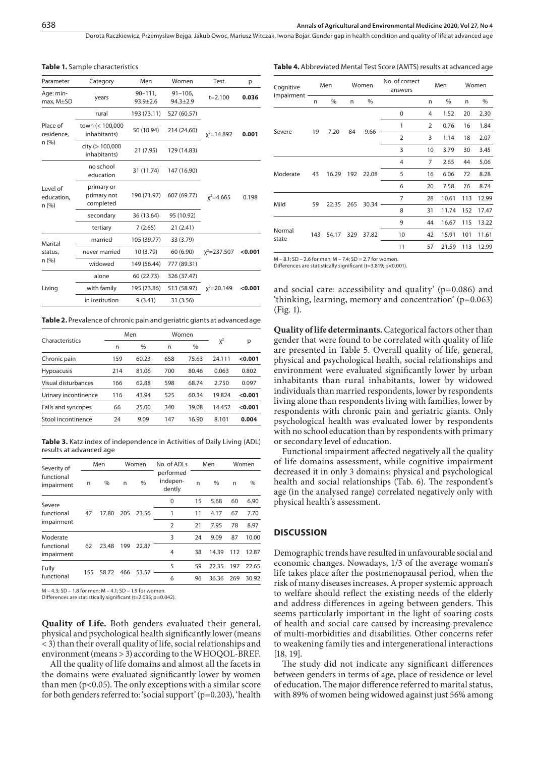**Table 1.** Sample characteristics

| Parameter | Category | Men | Women | Test | p |
|---|---|---|---|---|---|
| Age: min-max, M±SD | years | 90–111, 93.9±2.6 | 91–106, 94.3±2.9 | t=2.100 | **0.036** |
| Place of residence, n (%) | rural | 193 (73.11) | 527 (60.57) | $\chi^2$=14.892 | **0.001** |
| | town (< 100,000 inhabitants) | 50 (18.94) | 214 (24.60) | | |
| | city (> 100,000 inhabitants) | 21 (7.95) | 129 (14.83) | | |
| Level of education, n (%) | no school education | 31 (11.74) | 147 (16.90) | $\chi^2$=4.665 | 0.198 |
| | primary or primary not completed | 190 (71.97) | 607 (69.77) | | |
| | secondary | 36 (13.64) | 95 (10.92) | | |
| | tertiary | 7 (2.65) | 21 (2.41) | | |
| Marital status, n (%) | married | 105 (39.77) | 33 (3.79) | $\chi^2$=237.507 | **<0.001** |
| | never married | 10 (3.79) | 60 (6.90) | | |
| | widowed | 149 (56.44) | 777 (89.31) | | |
| Living | alone | 60 (22.73) | 326 (37.47) | $\chi^2$=20.149 | **<0.001** |
| | with family | 195 (73.86) | 513 (58.97) | | |
| | in institution | 9 (3.41) | 31 (3.56) | | |

**Table 2.** Prevalence of chronic pain and geriatric giants at advanced age

| Characteristics | Men | | Women | | $\chi^2$ | p |
|---|---|---|---|---|---|---|
| | n | % | n | % | | |
| Chronic pain | 159 | 60.23 | 658 | 75.63 | 24.111 | **<0.001** |
| Hypoacusis | 214 | 81.06 | 700 | 80.46 | 0.063 | 0.802 |
| Visual disturbances | 166 | 62.88 | 598 | 68.74 | 2.750 | 0.097 |
| Urinary incontinence | 116 | 43.94 | 525 | 60.34 | 19.824 | **<0.001** |
| Falls and syncopes | 66 | 25.00 | 340 | 39.08 | 14.452 | **<0.001** |
| Stool incontinence | 24 | 9.09 | 147 | 16.90 | 8.101 | **0.004** |

**Table 3.** Katz index of independence in Activities of Daily Living (ADL) results at advanced age

| Severity of functional impairment | Men | | Women | | No. of ADLs performed indepen-dently | Men | | Women | |
|---|---|---|---|---|---|---|---|---|---|
| | n | % | n | % | | n | % | n | % |
| Severe functional impairment | 47 | 17.80 | 205 | 23.56 | 0 | 15 | 5.68 | 60 | 6.90 |
| | | | | | 1 | 11 | 4.17 | 67 | 7.70 |
| | | | | | 2 | 21 | 7.95 | 78 | 8.97 |
| Moderate functional impairment | 62 | 23.48 | 199 | 22.87 | 3 | 24 | 9.09 | 87 | 10.00 |
| | | | | | 4 | 38 | 14.39 | 112 | 12.87 |
| Fully functional | 155 | 58.72 | 466 | 53.57 | 5 | 59 | 22.35 | 197 | 22.65 |
| | | | | | 6 | 96 | 36.36 | 269 | 30.92 |

M – 4.3; SD – 1.8 for men; M – 4.1; SD – 1.9 for women.
Differences are statistically significant (t=2.035; p=0.042).

**Quality of Life.** Both genders evaluated their general, physical and psychological health significantly lower (means < 3) than their overall quality of life, social relationships and environment (means > 3) according to the WHOQOL-BREF.

All the quality of life domains and almost all the facets in the domains were evaluated significantly lower by women than men (p<0.05). The only exceptions with a similar score for both genders referred to: 'social support' (p=0.203), 'health and social care: accessibility and quality' (p=0.086) and 'thinking, learning, memory and concentration' (p=0.063) (Fig. 1).

**Table 4.** Abbreviated Mental Test Score (AMTS) results at advanced age

| Cognitive impairment | Men | | Women | | No. of correct answers | Men | | Women | |
|---|---|---|---|---|---|---|---|---|---|
| | n | % | n | % | | n | % | n | % |
| Severe | 19 | 7.20 | 84 | 9.66 | 0 | 4 | 1.52 | 20 | 2.30 |
| | | | | | 1 | 2 | 0.76 | 16 | 1.84 |
| | | | | | 2 | 3 | 1.14 | 18 | 2.07 |
| | | | | | 3 | 10 | 3.79 | 30 | 3.45 |
| Moderate | 43 | 16.29 | 192 | 22.08 | 4 | 7 | 2.65 | 44 | 5.06 |
| | | | | | 5 | 16 | 6.06 | 72 | 8.28 |
| | | | | | 6 | 20 | 7.58 | 76 | 8.74 |
| Mild | 59 | 22.35 | 265 | 30.34 | 7 | 28 | 10.61 | 113 | 12.99 |
| | | | | | 8 | 31 | 11.74 | 152 | 17.47 |
| Normal state | 143 | 54.17 | 329 | 37.82 | 9 | 44 | 16.67 | 115 | 13.22 |
| | | | | | 10 | 42 | 15.91 | 101 | 11.61 |
| | | | | | 11 | 57 | 21.59 | 113 | 12.99 |

M – 8.1; SD – 2.6 for men; M – 7.4; SD = 2.7 for women.
Differences are statistically significant (t=3.819; p<0.001).

**Quality of life determinants.** Categorical factors other than gender that were found to be correlated with quality of life are presented in Table 5. Overall quality of life, general, physical and psychological health, social relationships and environment were evaluated significantly lower by urban inhabitants than rural inhabitants, lower by widowed individuals than married respondents, lower by respondents living alone than respondents living with families, lower by respondents with chronic pain and geriatric giants. Only psychological health was evaluated lower by respondents with no school education than by respondents with primary or secondary level of education.

Functional impairment affected negatively all the quality of life domains assessment, while cognitive impairment decreased it in only 3 domains: physical and psychological health and social relationships (Tab. 6). The respondent's age (in the analysed range) correlated negatively only with physical health's assessment.

## DISCUSSION

Demographic trends have resulted in unfavourable social and economic changes. Nowadays, 1/3 of the average woman's life takes place after the postmenopausal period, when the risk of many diseases increases. A proper systemic approach to welfare should reflect the existing needs of the elderly and address differences in ageing between genders. This seems particularly important in the light of soaring costs of health and social care caused by increasing prevalence of multi-morbidities and disabilities. Other concerns refer to weakening family ties and intergenerational interactions [18, 19].

The study did not indicate any significant differences between genders in terms of age, place of residence or level of education. The major difference referred to marital status, with 89% of women being widowed against just 56% among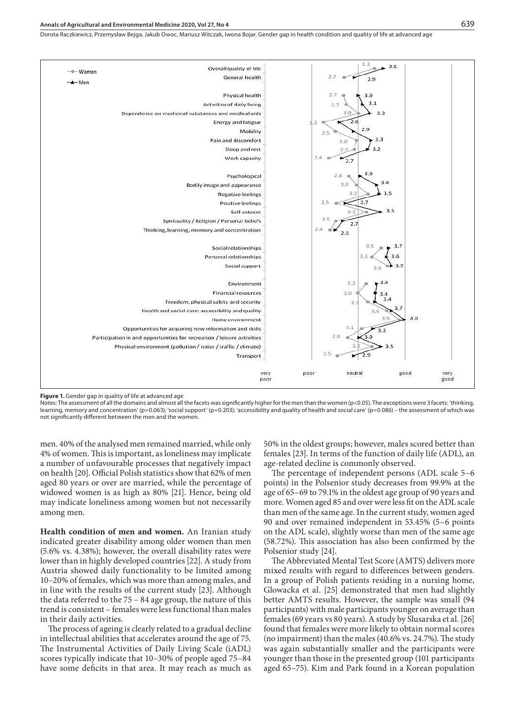| | Women | Men |
|---|---|---|
| Overall quality of life | 3.3 | 3.5 |
| General health | 2.7 | 2.9 |
| Physical health | 2.7 | 3.0 |
| Activities of daily living | 2.7 | 3.1 |
| Dependence on medicinal substances and medical aids | 3.0 | 3.3 |
| Energy and fatigue | 2.3 | 2.6 |
| Mobility | 2.5 | 2.9 |
| Pain and discomfort | 3.0 | 3.3 |
| Sleep and rest | 2.9 | 3.2 |
| Work capacity | 2.4 | 2.7 |
| Psychological | 2.8 | 3.0 |
| Bodily image and appearance | 3.0 | 3.4 |
| Negative feelings | 3.2 | 3.5 |
| Positive feelings | 2.5 | 2.7 |
| Self-esteem | 3.2 | 3.5 |
| Spirituality / Religion / Personal beliefs | 2.5 | 2.7 |
| Thinking, learning, memory and concentration | 2.4 | 2.5 |
| Social relationships | 3.5 | 3.7 |
| Personal relationships | 3.3 | 3.6 |
| Social support | 3.6 | 3.7 |
| Environment | 3.2 | 3.4 |
| Financial resources | 3.0 | 3.4 |
| Freedom, physical safety and security | 3.2 | 3.4 |
| Health and social care: accessibility and quality | 3.6 | 3.7 |
| Home environment | 3.9 | 4.0 |
| Opportunities for acquiring new information and skills | 3.1 | 3.3 |
| Participation in and opportunities for recreation / leisure activities | 2.8 | 3.0 |
| Physical environment (pollution / noise / traffic / climate) | 3.3 | 3.5 |
| Transport | 2.5 | 2.9 |

Scale: very poor – poor – neutral – good – very good

**Figure 1.** Gender gap in quality of life at advanced age

Notes: The assessment of all the domains and almost all the facets was significantly higher for the men than the women ($p<0.05$). The exceptions were 3 facets: 'thinking, learning, memory and concentration' ($p=0.063$); 'social support' ($p=0.203$); 'accessibility and quality of health and social care' ($p=0.086$) – the assessment of which was not significantly different between the men and the women.

men. 40% of the analysed men remained married, while only 4% of women. This is important, as loneliness may implicate a number of unfavourable processes that negatively impact on health [20]. Official Polish statistics show that 62% of men aged 80 years or over are married, while the percentage of widowed women is as high as 80% [21]. Hence, being old may indicate loneliness among women but not necessarily among men.

**Health condition of men and women.** An Iranian study indicated greater disability among older women than men (5.6% vs. 4.38%); however, the overall disability rates were lower than in highly developed countries [22]. A study from Austria showed daily functionality to be limited among 10–20% of females, which was more than among males, and in line with the results of the current study [23]. Although the data referred to the 75 – 84 age group, the nature of this trend is consistent – females were less functional than males in their daily activities.

The process of ageing is clearly related to a gradual decline in intellectual abilities that accelerates around the age of 75. The Instrumental Activities of Daily Living Scale (iADL) scores typically indicate that 10–30% of people aged 75–84 have some deficits in that area. It may reach as much as 50% in the oldest groups; however, males scored better than females [23]. In terms of the function of daily life (ADL), an age-related decline is commonly observed.

The percentage of independent persons (ADL scale 5–6 points) in the Polsenior study decreases from 99.9% at the age of 65–69 to 79.1% in the oldest age group of 90 years and more. Women aged 85 and over were less fit on the ADL scale than men of the same age. In the current study, women aged 90 and over remained independent in 53.45% (5–6 points on the ADL scale), slightly worse than men of the same age (58.72%). This association has also been confirmed by the Polsenior study [24].

The Abbreviated Mental Test Score (AMTS) delivers more mixed results with regard to differences between genders. In a group of Polish patients residing in a nursing home, Glowacka et al. [25] demonstrated that men had slightly better AMTS results. However, the sample was small (94 participants) with male participants younger on average than females (69 years vs 80 years). A study by Slusarska et al. [26] found that females were more likely to obtain normal scores (no impairment) than the males (40.6% vs. 24.7%). The study was again substantially smaller and the participants were younger than those in the presented group (101 participants aged 65–75). Kim and Park found in a Korean population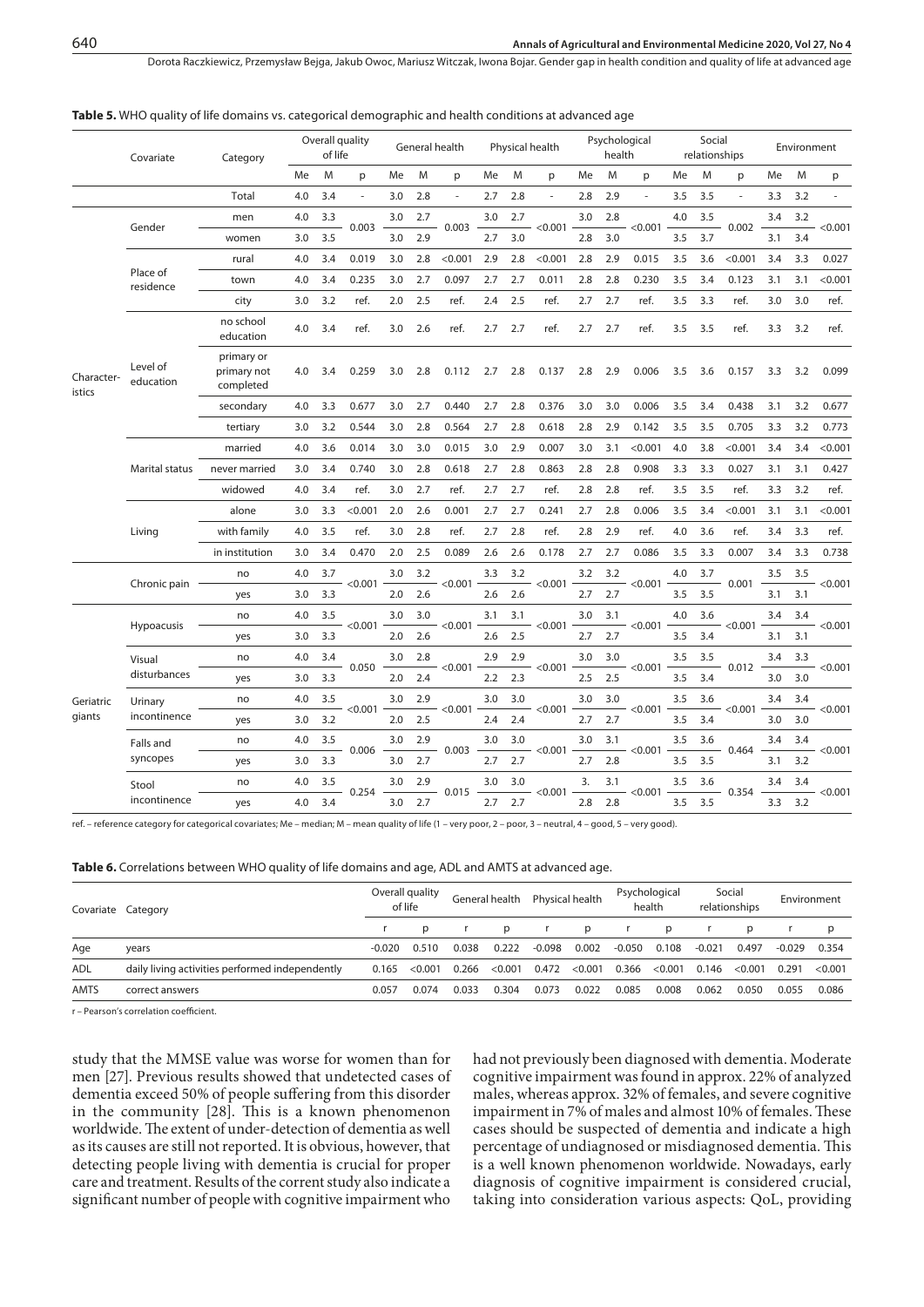**Table 5.** WHO quality of life domains vs. categorical demographic and health conditions at advanced age

| | Covariate | Category | Overall quality of life | | | General health | | | Physical health | | | Psychological health | | | Social relationships | | | Environment | | |
|---|---|---|---|---|---|---|---|---|---|---|---|---|---|---|---|---|---|---|---|---|
| | | | Me | M | p | Me | M | p | Me | M | p | Me | M | p | Me | M | p | Me | M | p |
| | | Total | 4.0 | 3.4 | - | 3.0 | 2.8 | - | 2.7 | 2.8 | - | 2.8 | 2.9 | - | 3.5 | 3.5 | - | 3.3 | 3.2 | - |
| Characteristics | Gender | men | 4.0 | 3.3 | 0.003 | 3.0 | 2.7 | 0.003 | 3.0 | 2.7 | <0.001 | 3.0 | 2.8 | <0.001 | 4.0 | 3.5 | 0.002 | 3.4 | 3.2 | <0.001 |
| | | women | 3.0 | 3.5 | | 3.0 | 2.9 | | 2.7 | 3.0 | | 2.8 | 3.0 | | 3.5 | 3.7 | | 3.1 | 3.4 | |
| | Place of residence | rural | 4.0 | 3.4 | 0.019 | 3.0 | 2.8 | <0.001 | 2.9 | 2.8 | <0.001 | 2.8 | 2.9 | 0.015 | 3.5 | 3.6 | <0.001 | 3.4 | 3.3 | 0.027 |
| | | town | 4.0 | 3.4 | 0.235 | 3.0 | 2.7 | 0.097 | 2.7 | 2.7 | 0.011 | 2.8 | 2.8 | 0.230 | 3.5 | 3.4 | 0.123 | 3.1 | 3.1 | <0.001 |
| | | city | 3.0 | 3.2 | ref. | 2.0 | 2.5 | ref. | 2.4 | 2.5 | ref. | 2.7 | 2.7 | ref. | 3.5 | 3.3 | ref. | 3.0 | 3.0 | ref. |
| | Level of education | no school education | 4.0 | 3.4 | ref. | 3.0 | 2.6 | ref. | 2.7 | 2.7 | ref. | 2.7 | 2.7 | ref. | 3.5 | 3.5 | ref. | 3.3 | 3.2 | ref. |
| | | primary or primary not completed | 4.0 | 3.4 | 0.259 | 3.0 | 2.8 | 0.112 | 2.7 | 2.8 | 0.137 | 2.8 | 2.9 | 0.006 | 3.5 | 3.6 | 0.157 | 3.3 | 3.2 | 0.099 |
| | | secondary | 4.0 | 3.3 | 0.677 | 3.0 | 2.7 | 0.440 | 2.7 | 2.8 | 0.376 | 3.0 | 3.0 | 0.006 | 3.5 | 3.4 | 0.438 | 3.1 | 3.2 | 0.677 |
| | | tertiary | 3.0 | 3.2 | 0.544 | 3.0 | 2.8 | 0.564 | 2.7 | 2.8 | 0.618 | 2.8 | 2.9 | 0.142 | 3.5 | 3.5 | 0.705 | 3.3 | 3.2 | 0.773 |
| | Marital status | married | 4.0 | 3.6 | 0.014 | 3.0 | 3.0 | 0.015 | 3.0 | 2.9 | 0.007 | 3.0 | 3.1 | <0.001 | 4.0 | 3.8 | <0.001 | 3.4 | 3.4 | <0.001 |
| | | never married | 3.0 | 3.4 | 0.740 | 3.0 | 2.8 | 0.618 | 2.7 | 2.8 | 0.863 | 2.8 | 2.8 | 0.908 | 3.3 | 3.3 | 0.027 | 3.1 | 3.1 | 0.427 |
| | | widowed | 4.0 | 3.4 | ref. | 3.0 | 2.7 | ref. | 2.7 | 2.7 | ref. | 2.8 | 2.8 | ref. | 3.5 | 3.5 | ref. | 3.3 | 3.2 | ref. |
| | Living | alone | 3.0 | 3.3 | <0.001 | 2.0 | 2.6 | 0.001 | 2.7 | 2.7 | 0.241 | 2.7 | 2.8 | 0.006 | 3.5 | 3.4 | <0.001 | 3.1 | 3.1 | <0.001 |
| | | with family | 4.0 | 3.5 | ref. | 3.0 | 2.8 | ref. | 2.7 | 2.8 | ref. | 2.8 | 2.9 | ref. | 4.0 | 3.6 | ref. | 3.4 | 3.3 | ref. |
| | | in institution | 3.0 | 3.4 | 0.470 | 2.0 | 2.5 | 0.089 | 2.6 | 2.6 | 0.178 | 2.7 | 2.7 | 0.086 | 3.5 | 3.3 | 0.007 | 3.4 | 3.3 | 0.738 |
| | Chronic pain | no | 4.0 | 3.7 | <0.001 | 3.0 | 3.2 | <0.001 | 3.3 | 3.2 | <0.001 | 3.2 | 3.2 | <0.001 | 4.0 | 3.7 | 0.001 | 3.5 | 3.5 | <0.001 |
| | | yes | 3.0 | 3.3 | | 2.0 | 2.6 | | 2.6 | 2.6 | | 2.7 | 2.7 | | 3.5 | 3.5 | | 3.1 | 3.1 | |
| Geriatric giants | Hypoacusis | no | 4.0 | 3.5 | <0.001 | 3.0 | 3.0 | <0.001 | 3.1 | 3.1 | <0.001 | 3.0 | 3.1 | <0.001 | 4.0 | 3.6 | <0.001 | 3.4 | 3.4 | <0.001 |
| | | yes | 3.0 | 3.3 | | 2.0 | 2.6 | | 2.6 | 2.5 | | 2.7 | 2.7 | | 3.5 | 3.4 | | 3.1 | 3.1 | |
| | Visual disturbances | no | 4.0 | 3.4 | 0.050 | 3.0 | 2.8 | <0.001 | 2.9 | 2.9 | <0.001 | 3.0 | 3.0 | <0.001 | 3.5 | 3.5 | 0.012 | 3.4 | 3.3 | <0.001 |
| | | yes | 3.0 | 3.3 | | 2.0 | 2.4 | | 2.2 | 2.3 | | 2.5 | 2.5 | | 3.5 | 3.4 | | 3.0 | 3.0 | |
| | Urinary incontinence | no | 4.0 | 3.5 | <0.001 | 3.0 | 2.9 | <0.001 | 3.0 | 3.0 | <0.001 | 3.0 | 3.0 | <0.001 | 3.5 | 3.6 | <0.001 | 3.4 | 3.4 | <0.001 |
| | | yes | 3.0 | 3.2 | | 2.0 | 2.5 | | 2.4 | 2.4 | | 2.7 | 2.7 | | 3.5 | 3.4 | | 3.0 | 3.0 | |
| | Falls and syncopes | no | 4.0 | 3.5 | 0.006 | 3.0 | 2.9 | 0.003 | 3.0 | 3.0 | <0.001 | 3.0 | 3.1 | <0.001 | 3.5 | 3.6 | 0.464 | 3.4 | 3.4 | <0.001 |
| | | yes | 3.0 | 3.3 | | 3.0 | 2.7 | | 2.7 | 2.7 | | 2.7 | 2.8 | | 3.5 | 3.5 | | 3.1 | 3.2 | |
| | Stool incontinence | no | 4.0 | 3.5 | 0.254 | 3.0 | 2.9 | 0.015 | 3.0 | 3.0 | <0.001 | 3. | 3.1 | <0.001 | 3.5 | 3.6 | 0.354 | 3.4 | 3.4 | <0.001 |
| | | yes | 4.0 | 3.4 | | 3.0 | 2.7 | | 2.7 | 2.7 | | 2.8 | 2.8 | | 3.5 | 3.5 | | 3.3 | 3.2 | |

ref. – reference category for categorical covariates; Me – median; M – mean quality of life (1 – very poor, 2 – poor, 3 – neutral, 4 – good, 5 – very good).

**Table 6.** Correlations between WHO quality of life domains and age, ADL and AMTS at advanced age.

| Covariate | Category | Overall quality of life | | General health | | Physical health | | Psychological health | | Social relationships | | Environment | |
|---|---|---|---|---|---|---|---|---|---|---|---|---|---|
| | | r | p | r | p | r | p | r | p | r | p | r | p |
| Age | years | -0.020 | 0.510 | 0.038 | 0.222 | -0.098 | 0.002 | -0.050 | 0.108 | -0.021 | 0.497 | -0.029 | 0.354 |
| ADL | daily living activities performed independently | 0.165 | <0.001 | 0.266 | <0.001 | 0.472 | <0.001 | 0.366 | <0.001 | 0.146 | <0.001 | 0.291 | <0.001 |
| AMTS | correct answers | 0.057 | 0.074 | 0.033 | 0.304 | 0.073 | 0.022 | 0.085 | 0.008 | 0.062 | 0.050 | 0.055 | 0.086 |

r – Pearson's correlation coefficient.

study that the MMSE value was worse for women than for men [27]. Previous results showed that undetected cases of dementia exceed 50% of people suffering from this disorder in the community [28]. This is a known phenomenon worldwide. The extent of under-detection of dementia as well as its causes are still not reported. It is obvious, however, that detecting people living with dementia is crucial for proper care and treatment. Results of the corrent study also indicate a significant number of people with cognitive impairment who had not previously been diagnosed with dementia. Moderate cognitive impairment was found in approx. 22% of analyzed males, whereas approx. 32% of females, and severe cognitive impairment in 7% of males and almost 10% of females. These cases should be suspected of dementia and indicate a high percentage of undiagnosed or misdiagnosed dementia. This is a well known phenomenon worldwide. Nowadays, early diagnosis of cognitive impairment is considered crucial, taking into consideration various aspects: QoL, providing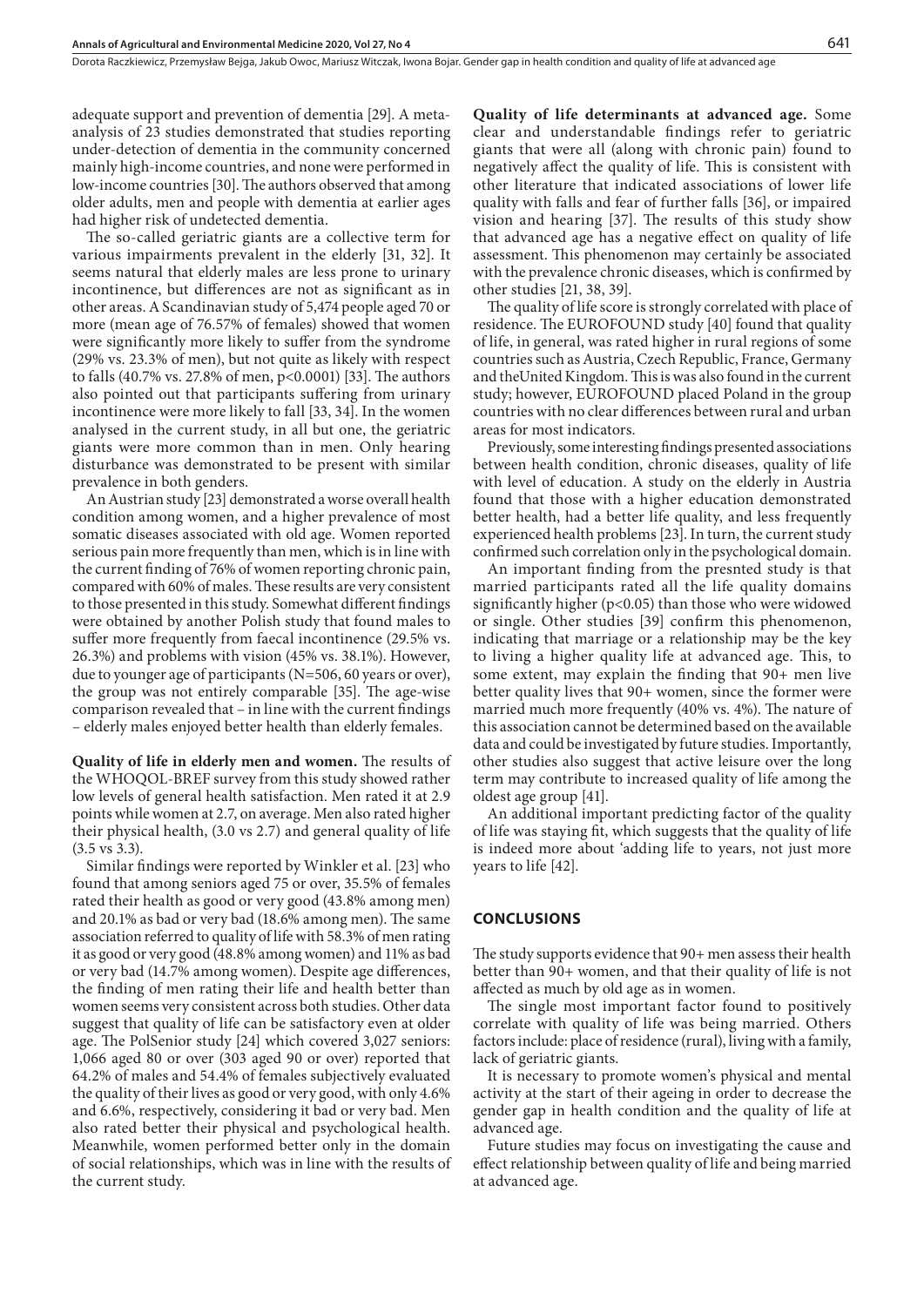adequate support and prevention of dementia [29]. A meta-analysis of 23 studies demonstrated that studies reporting under-detection of dementia in the community concerned mainly high-income countries, and none were performed in low-income countries [30]. The authors observed that among older adults, men and people with dementia at earlier ages had higher risk of undetected dementia.

The so-called geriatric giants are a collective term for various impairments prevalent in the elderly [31, 32]. It seems natural that elderly males are less prone to urinary incontinence, but differences are not as significant as in other areas. A Scandinavian study of 5,474 people aged 70 or more (mean age of 76.57% of females) showed that women were significantly more likely to suffer from the syndrome (29% vs. 23.3% of men), but not quite as likely with respect to falls (40.7% vs. 27.8% of men, p<0.0001) [33]. The authors also pointed out that participants suffering from urinary incontinence were more likely to fall [33, 34]. In the women analysed in the current study, in all but one, the geriatric giants were more common than in men. Only hearing disturbance was demonstrated to be present with similar prevalence in both genders.

An Austrian study [23] demonstrated a worse overall health condition among women, and a higher prevalence of most somatic diseases associated with old age. Women reported serious pain more frequently than men, which is in line with the current finding of 76% of women reporting chronic pain, compared with 60% of males. These results are very consistent to those presented in this study. Somewhat different findings were obtained by another Polish study that found males to suffer more frequently from faecal incontinence (29.5% vs. 26.3%) and problems with vision (45% vs. 38.1%). However, due to younger age of participants (N=506, 60 years or over), the group was not entirely comparable [35]. The age-wise comparison revealed that – in line with the current findings – elderly males enjoyed better health than elderly females.

**Quality of life in elderly men and women.** The results of the WHOQOL-BREF survey from this study showed rather low levels of general health satisfaction. Men rated it at 2.9 points while women at 2.7, on average. Men also rated higher their physical health, (3.0 vs 2.7) and general quality of life (3.5 vs 3.3).

Similar findings were reported by Winkler et al. [23] who found that among seniors aged 75 or over, 35.5% of females rated their health as good or very good (43.8% among men) and 20.1% as bad or very bad (18.6% among men). The same association referred to quality of life with 58.3% of men rating it as good or very good (48.8% among women) and 11% as bad or very bad (14.7% among women). Despite age differences, the finding of men rating their life and health better than women seems very consistent across both studies. Other data suggest that quality of life can be satisfactory even at older age. The PolSenior study [24] which covered 3,027 seniors: 1,066 aged 80 or over (303 aged 90 or over) reported that 64.2% of males and 54.4% of females subjectively evaluated the quality of their lives as good or very good, with only 4.6% and 6.6%, respectively, considering it bad or very bad. Men also rated better their physical and psychological health. Meanwhile, women performed better only in the domain of social relationships, which was in line with the results of the current study.

**Quality of life determinants at advanced age.** Some clear and understandable findings refer to geriatric giants that were all (along with chronic pain) found to negatively affect the quality of life. This is consistent with other literature that indicated associations of lower life quality with falls and fear of further falls [36], or impaired vision and hearing [37]. The results of this study show that advanced age has a negative effect on quality of life assessment. This phenomenon may certainly be associated with the prevalence chronic diseases, which is confirmed by other studies [21, 38, 39].

The quality of life score is strongly correlated with place of residence. The EUROFOUND study [40] found that quality of life, in general, was rated higher in rural regions of some countries such as Austria, Czech Republic, France, Germany and theUnited Kingdom. This is was also found in the current study; however, EUROFOUND placed Poland in the group countries with no clear differences between rural and urban areas for most indicators.

Previously, some interesting findings presented associations between health condition, chronic diseases, quality of life with level of education. A study on the elderly in Austria found that those with a higher education demonstrated better health, had a better life quality, and less frequently experienced health problems [23]. In turn, the current study confirmed such correlation only in the psychological domain.

An important finding from the presnted study is that married participants rated all the life quality domains significantly higher (p<0.05) than those who were widowed or single. Other studies [39] confirm this phenomenon, indicating that marriage or a relationship may be the key to living a higher quality life at advanced age. This, to some extent, may explain the finding that 90+ men live better quality lives that 90+ women, since the former were married much more frequently (40% vs. 4%). The nature of this association cannot be determined based on the available data and could be investigated by future studies. Importantly, other studies also suggest that active leisure over the long term may contribute to increased quality of life among the oldest age group [41].

An additional important predicting factor of the quality of life was staying fit, which suggests that the quality of life is indeed more about 'adding life to years, not just more years to life [42].

## CONCLUSIONS

The study supports evidence that 90+ men assess their health better than 90+ women, and that their quality of life is not affected as much by old age as in women.

The single most important factor found to positively correlate with quality of life was being married. Others factors include: place of residence (rural), living with a family, lack of geriatric giants.

It is necessary to promote women's physical and mental activity at the start of their ageing in order to decrease the gender gap in health condition and the quality of life at advanced age.

Future studies may focus on investigating the cause and effect relationship between quality of life and being married at advanced age.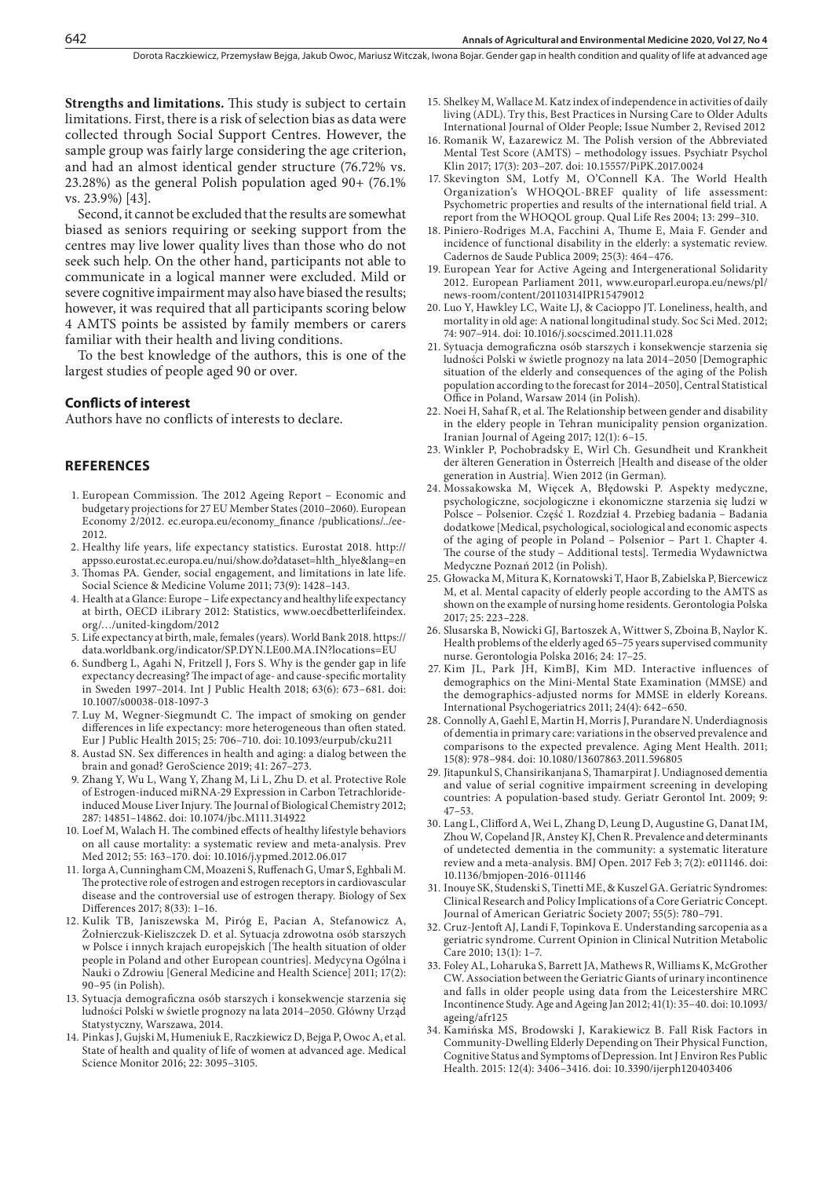**Strengths and limitations.** This study is subject to certain limitations. First, there is a risk of selection bias as data were collected through Social Support Centres. However, the sample group was fairly large considering the age criterion, and had an almost identical gender structure (76.72% vs. 23.28%) as the general Polish population aged 90+ (76.1% vs. 23.9%) [43].

Second, it cannot be excluded that the results are somewhat biased as seniors requiring or seeking support from the centres may live lower quality lives than those who do not seek such help. On the other hand, participants not able to communicate in a logical manner were excluded. Mild or severe cognitive impairment may also have biased the results; however, it was required that all participants scoring below 4 AMTS points be assisted by family members or carers familiar with their health and living conditions.

To the best knowledge of the authors, this is one of the largest studies of people aged 90 or over.

## Conflicts of interest

Authors have no conflicts of interests to declare.

## REFERENCES

1. European Commission. The 2012 Ageing Report – Economic and budgetary projections for 27 EU Member States (2010–2060). European Economy 2/2012. ec.europa.eu/economy_finance /publications/../ee-2012.
2. Healthy life years, life expectancy statistics. Eurostat 2018. http://appsso.eurostat.ec.europa.eu/nui/show.do?dataset=hlth_hlye&lang=en
3. Thomas PA. Gender, social engagement, and limitations in late life. Social Science & Medicine Volume 2011; 73(9): 1428–143.
4. Health at a Glance: Europe – Life expectancy and healthy life expectancy at birth, OECD iLibrary 2012: Statistics, www.oecdbetterlifeindex.org/…/united-kingdom/2012
5. Life expectancy at birth, male, females (years). World Bank 2018. https://data.worldbank.org/indicator/SP.DYN.LE00.MA.IN?locations=EU
6. Sundberg L, Agahi N, Fritzell J, Fors S. Why is the gender gap in life expectancy decreasing? The impact of age- and cause-specific mortality in Sweden 1997–2014. Int J Public Health 2018; 63(6): 673–681. doi: 10.1007/s00038-018-1097-3
7. Luy M, Wegner-Siegmundt C. The impact of smoking on gender differences in life expectancy: more heterogeneous than often stated. Eur J Public Health 2015; 25: 706–710. doi: 10.1093/eurpub/cku211
8. Austad SN. Sex differences in health and aging: a dialog between the brain and gonad? GeroScience 2019; 41: 267–273.
9. Zhang Y, Wu L, Wang Y, Zhang M, Li L, Zhu D. et al. Protective Role of Estrogen-induced miRNA-29 Expression in Carbon Tetrachloride-induced Mouse Liver Injury. The Journal of Biological Chemistry 2012; 287: 14851–14862. doi: 10.1074/jbc.M111.314922
10. Loef M, Walach H. The combined effects of healthy lifestyle behaviors on all cause mortality: a systematic review and meta-analysis. Prev Med 2012; 55: 163–170. doi: 10.1016/j.ypmed.2012.06.017
11. Iorga A, Cunningham CM, Moazeni S, Ruffenach G, Umar S, Eghbali M. The protective role of estrogen and estrogen receptors in cardiovascular disease and the controversial use of estrogen therapy. Biology of Sex Differences 2017; 8(33): 1–16.
12. Kulik TB, Janiszewska M, Piróg E, Pacian A, Stefanowicz A, Żołnierczuk-Kieliszczek D. et al. Sytuacja zdrowotna osób starszych w Polsce i innych krajach europejskich [The health situation of older people in Poland and other European countries]. Medycyna Ogólna i Nauki o Zdrowiu [General Medicine and Health Science] 2011; 17(2): 90–95 (in Polish).
13. Sytuacja demograficzna osób starszych i konsekwencje starzenia się ludności Polski w świetle prognozy na lata 2014–2050. Główny Urząd Statystyczny, Warszawa, 2014.
14. Pinkas J, Gujski M, Humeniuk E, Raczkiewicz D, Bejga P, Owoc A, et al. State of health and quality of life of women at advanced age. Medical Science Monitor 2016; 22: 3095–3105.
15. Shelkey M, Wallace M. Katz index of independence in activities of daily living (ADL). Try this, Best Practices in Nursing Care to Older Adults International Journal of Older People; Issue Number 2, Revised 2012
16. Romanik W, Łazarewicz M. The Polish version of the Abbreviated Mental Test Score (AMTS) – methodology issues. Psychiatr Psychol Klin 2017; 17(3): 203–207. doi: 10.15557/PiPK.2017.0024
17. Skevington SM, Lotfy M, O'Connell KA. The World Health Organization's WHOQOL-BREF quality of life assessment: Psychometric properties and results of the international field trial. A report from the WHOQOL group. Qual Life Res 2004; 13: 299–310.
18. Piniero-Rodriges M.A, Facchini A, Thume E, Maia F. Gender and incidence of functional disability in the elderly: a systematic review. Cadernos de Saude Publica 2009; 25(3): 464–476.
19. European Year for Active Ageing and Intergenerational Solidarity 2012. European Parliament 2011, www.europarl.europa.eu/news/pl/news-room/content/20110314IPR15479012
20. Luo Y, Hawkley LC, Waite LJ, & Cacioppo JT. Loneliness, health, and mortality in old age: A national longitudinal study. Soc Sci Med. 2012; 74: 907–914. doi: 10.1016/j.socscimed.2011.11.028
21. Sytuacja demograficzna osób starszych i konsekwencje starzenia się ludności Polski w świetle prognozy na lata 2014–2050 [Demographic situation of the elderly and consequences of the aging of the Polish population according to the forecast for 2014–2050], Central Statistical Office in Poland, Warsaw 2014 (in Polish).
22. Noei H, Sahaf R, et al. The Relationship between gender and disability in the elderly people in Tehran municipality pension organization. Iranian Journal of Ageing 2017; 12(1): 6–15.
23. Winkler P, Pochobradsky E, Wirl Ch. Gesundheit und Krankheit der älteren Generation in Österreich [Health and disease of the older generation in Austria]. Wien 2012 (in German).
24. Mossakowska M, Więcek A, Błędowski P. Aspekty medyczne, psychologiczne, socjologiczne i ekonomiczne starzenia się ludzi w Polsce – Polsenior. Część 1. Rozdział 4. Przebieg badania – Badania dodatkowe [Medical, psychological, sociological and economic aspects of the aging of people in Poland – Polsenior – Part 1. Chapter 4. The course of the study – Additional tests]. Termedia Wydawnictwa Medyczne Poznań 2012 (in Polish).
25. Głowacka M, Mitura K, Kornatowski T, Haor B, Zabielska P, Biercewicz M, et al. Mental capacity of elderly people according to the AMTS as shown on the example of nursing home residents. Gerontologia Polska 2017; 25: 223–228.
26. Slusarska B, Nowicki GJ, Bartoszek A, Wittwer S, Zboina B, Naylor K. Health problems of the elderly aged 65–75 years supervised community nurse. Gerontologia Polska 2016; 24: 17–25.
27. Kim JL, Park JH, KimBJ, Kim MD. Interactive influences of demographics on the Mini-Mental State Examination (MMSE) and the demographics-adjusted norms for MMSE in elderly Koreans. International Psychogeriatrics 2011; 24(4): 642–650.
28. Connolly A, Gaehl E, Martin H, Morris J, Purandare N. Underdiagnosis of dementia in primary care: variations in the observed prevalence and comparisons to the expected prevalence. Aging Ment Health. 2011; 15(8): 978–984. doi: 10.1080/13607863.2011.596805
29. Jitapunkul S, Chansirikanjana S, Thamarpirat J. Undiagnosed dementia and value of serial cognitive impairment screening in developing countries: A population-based study. Geriatr Gerontol Int. 2009; 9: 47–53.
30. Lang L, Clifford A, Wei L, Zhang D, Leung D, Augustine G, Danat IM, Zhou W, Copeland JR, Anstey KJ, Chen R. Prevalence and determinants of undetected dementia in the community: a systematic literature review and a meta-analysis. BMJ Open. 2017 Feb 3; 7(2): e011146. doi: 10.1136/bmjopen-2016-011146
31. Inouye SK, Studenski S, Tinetti ME, & Kuszel GA. Geriatric Syndromes: Clinical Research and Policy Implications of a Core Geriatric Concept. Journal of American Geriatric Society 2007; 55(5): 780–791.
32. Cruz-Jentoft AJ, Landi F, Topinkova E. Understanding sarcopenia as a geriatric syndrome. Current Opinion in Clinical Nutrition Metabolic Care 2010; 13(1): 1–7.
33. Foley AL, Loharuka S, Barrett JA, Mathews R, Williams K, McGrother CW. Association between the Geriatric Giants of urinary incontinence and falls in older people using data from the Leicestershire MRC Incontinence Study. Age and Ageing Jan 2012; 41(1): 35–40. doi: 10.1093/ageing/afr125
34. Kamińska MS, Brodowski J, Karakiewicz B. Fall Risk Factors in Community-Dwelling Elderly Depending on Their Physical Function, Cognitive Status and Symptoms of Depression. Int J Environ Res Public Health. 2015: 12(4): 3406–3416. doi: 10.3390/ijerph120403406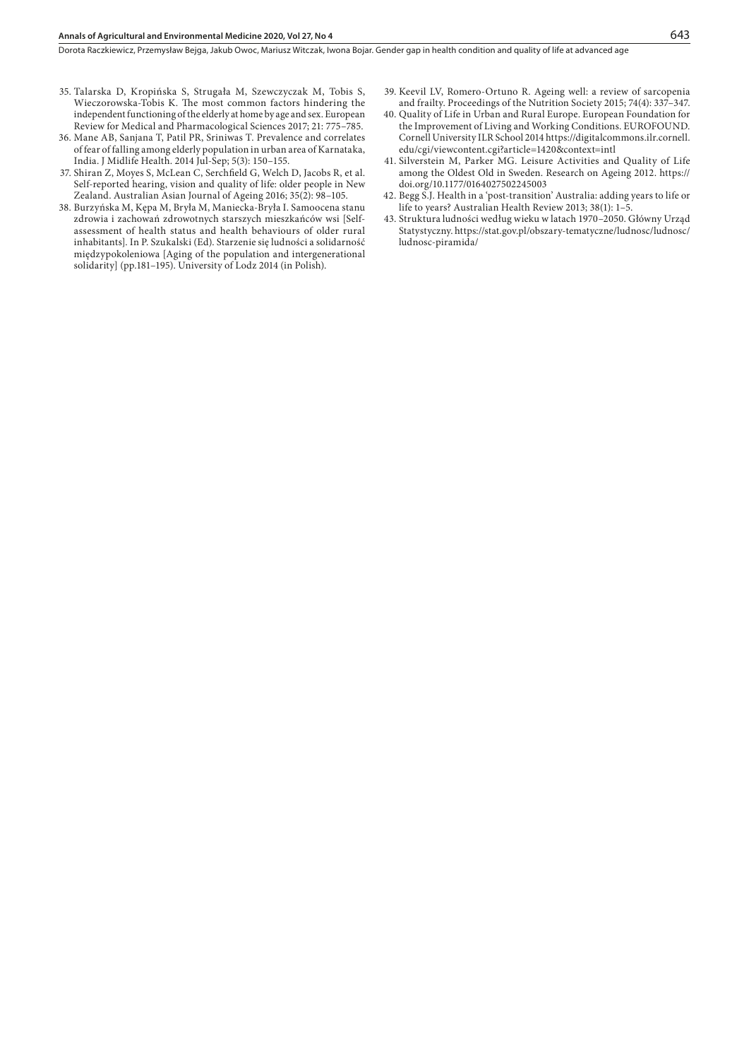35. Talarska D, Kropińska S, Strugała M, Szewczyczak M, Tobis S, Wieczorowska-Tobis K. The most common factors hindering the independent functioning of the elderly at home by age and sex. European Review for Medical and Pharmacological Sciences 2017; 21: 775–785.
36. Mane AB, Sanjana T, Patil PR, Sriniwas T. Prevalence and correlates of fear of falling among elderly population in urban area of Karnataka, India. J Midlife Health. 2014 Jul-Sep; 5(3): 150–155.
37. Shiran Z, Moyes S, McLean C, Serchfield G, Welch D, Jacobs R, et al. Self-reported hearing, vision and quality of life: older people in New Zealand. Australian Asian Journal of Ageing 2016; 35(2): 98–105.
38. Burzyńska M, Kępa M, Bryła M, Maniecka-Bryła I. Samoocena stanu zdrowia i zachowań zdrowotnych starszych mieszkańców wsi [Self-assessment of health status and health behaviours of older rural inhabitants]. In P. Szukalski (Ed). Starzenie się ludności a solidarność międzypokoleniowa [Aging of the population and intergenerational solidarity] (pp.181–195). University of Lodz 2014 (in Polish).
39. Keevil LV, Romero-Ortuno R. Ageing well: a review of sarcopenia and frailty. Proceedings of the Nutrition Society 2015; 74(4): 337–347.
40. Quality of Life in Urban and Rural Europe. European Foundation for the Improvement of Living and Working Conditions. EUROFOUND. Cornell University ILR School 2014 https://digitalcommons.ilr.cornell.edu/cgi/viewcontent.cgi?article=1420&context=intl
41. Silverstein M, Parker MG. Leisure Activities and Quality of Life among the Oldest Old in Sweden. Research on Ageing 2012. https://doi.org/10.1177/0164027502245003
42. Begg S.J. Health in a 'post-transition' Australia: adding years to life or life to years? Australian Health Review 2013; 38(1): 1–5.
43. Struktura ludności według wieku w latach 1970–2050. Główny Urząd Statystyczny. https://stat.gov.pl/obszary-tematyczne/ludnosc/ludnosc/ludnosc-piramida/